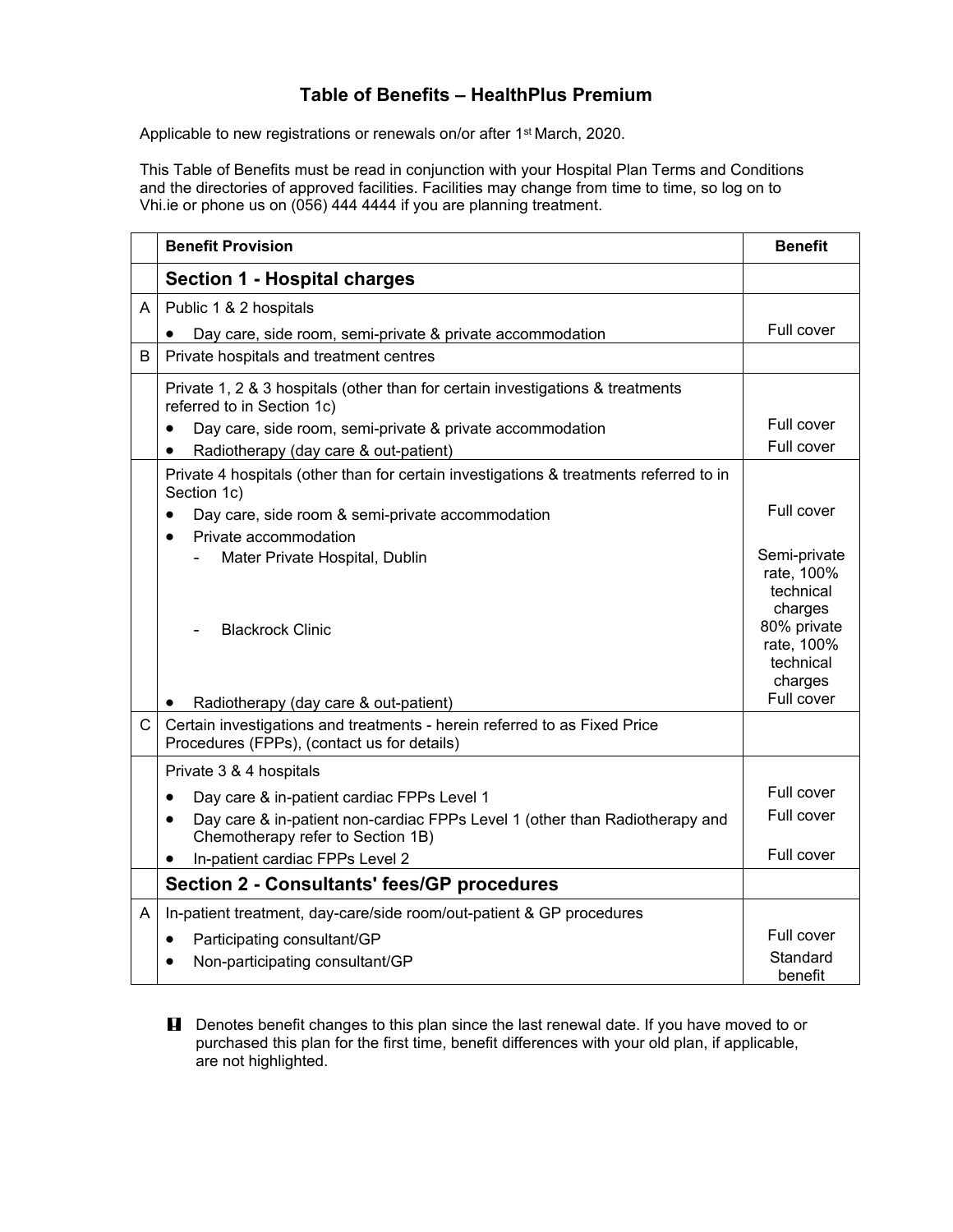# Table of Benefits – HealthPlus Premium

Applicable to new registrations or renewals on/or after 1st March, 2020.

This Table of Benefits must be read in conjunction with your Hospital Plan Terms and Conditions and the directories of approved facilities. Facilities may change from time to time, so log on to Vhi.ie or phone us on (056) 444 4444 if you are planning treatment.

| | Benefit Provision | Benefit |
|---|---|---|
| | **Section 1 - Hospital charges** | |
| A | Public 1 & 2 hospitals | |
| | • Day care, side room, semi-private & private accommodation | Full cover |
| B | Private hospitals and treatment centres | |
| | Private 1, 2 & 3 hospitals (other than for certain investigations & treatments referred to in Section 1c) | |
| | • Day care, side room, semi-private & private accommodation | Full cover |
| | • Radiotherapy (day care & out-patient) | Full cover |
| | Private 4 hospitals (other than for certain investigations & treatments referred to in Section 1c) | |
| | • Day care, side room & semi-private accommodation | Full cover |
| | • Private accommodation | |
| | - Mater Private Hospital, Dublin | Semi-private rate, 100% technical charges |
| | - Blackrock Clinic | 80% private rate, 100% technical charges |
| | • Radiotherapy (day care & out-patient) | Full cover |
| C | Certain investigations and treatments - herein referred to as Fixed Price Procedures (FPPs), (contact us for details) | |
| | Private 3 & 4 hospitals | |
| | • Day care & in-patient cardiac FPPs Level 1 | Full cover |
| | • Day care & in-patient non-cardiac FPPs Level 1 (other than Radiotherapy and Chemotherapy refer to Section 1B) | Full cover |
| | • In-patient cardiac FPPs Level 2 | Full cover |
| | **Section 2 - Consultants' fees/GP procedures** | |
| A | In-patient treatment, day-care/side room/out-patient & GP procedures | |
| | • Participating consultant/GP | Full cover |
| | • Non-participating consultant/GP | Standard benefit |

**!** Denotes benefit changes to this plan since the last renewal date. If you have moved to or purchased this plan for the first time, benefit differences with your old plan, if applicable, are not highlighted.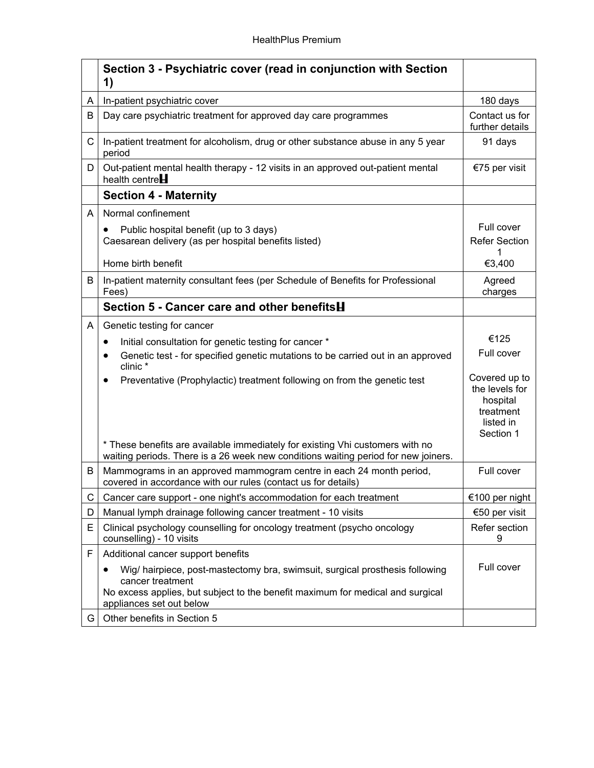| | Section 3 - Psychiatric cover (read in conjunction with Section 1) | |
|---|---|---|
| A | In-patient psychiatric cover | 180 days |
| B | Day care psychiatric treatment for approved day care programmes | Contact us for further details |
| C | In-patient treatment for alcoholism, drug or other substance abuse in any 5 year period | 91 days |
| D | Out-patient mental health therapy - 12 visits in an approved out-patient mental health centre | €75 per visit |
| | **Section 4 - Maternity** | |
| A | Normal confinement<br>• Public hospital benefit (up to 3 days)<br>Caesarean delivery (as per hospital benefits listed)<br><br>Home birth benefit | <br>Full cover<br>Refer Section 1<br>€3,400 |
| B | In-patient maternity consultant fees (per Schedule of Benefits for Professional Fees) | Agreed charges |
| | **Section 5 - Cancer care and other benefits** | |
| A | Genetic testing for cancer<br>• Initial consultation for genetic testing for cancer *<br>• Genetic test - for specified genetic mutations to be carried out in an approved clinic *<br>• Preventative (Prophylactic) treatment following on from the genetic test<br><br>* These benefits are available immediately for existing Vhi customers with no waiting periods. There is a 26 week new conditions waiting period for new joiners. | <br>€125<br>Full cover<br><br>Covered up to the levels for hospital treatment listed in Section 1 |
| B | Mammograms in an approved mammogram centre in each 24 month period, covered in accordance with our rules (contact us for details) | Full cover |
| C | Cancer care support - one night's accommodation for each treatment | €100 per night |
| D | Manual lymph drainage following cancer treatment - 10 visits | €50 per visit |
| E | Clinical psychology counselling for oncology treatment (psycho oncology counselling) - 10 visits | Refer section 9 |
| F | Additional cancer support benefits<br>• Wig/ hairpiece, post-mastectomy bra, swimsuit, surgical prosthesis following cancer treatment<br>No excess applies, but subject to the benefit maximum for medical and surgical appliances set out below | Full cover |
| G | Other benefits in Section 5 | |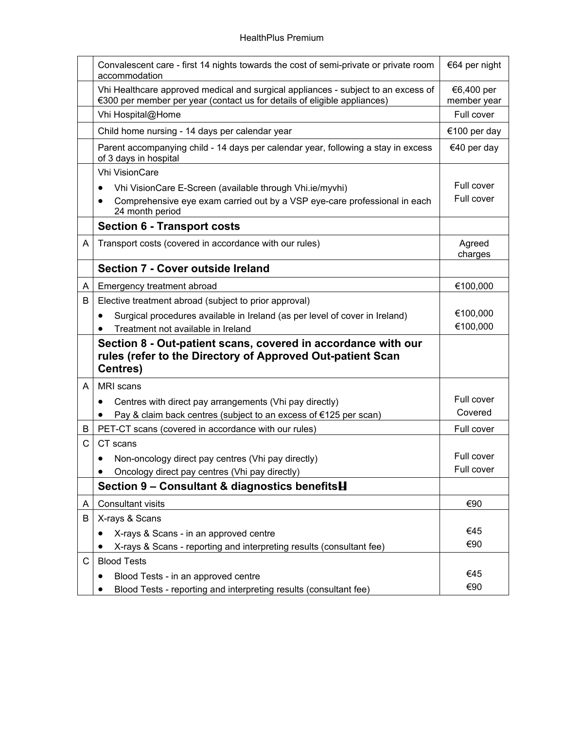| | | |
|---|---|---|
| | Convalescent care - first 14 nights towards the cost of semi-private or private room accommodation | €64 per night |
| | Vhi Healthcare approved medical and surgical appliances - subject to an excess of €300 per member per year (contact us for details of eligible appliances) | €6,400 per member year |
| | Vhi Hospital@Home | Full cover |
| | Child home nursing - 14 days per calendar year | €100 per day |
| | Parent accompanying child - 14 days per calendar year, following a stay in excess of 3 days in hospital | €40 per day |
| | Vhi VisionCare<br>• Vhi VisionCare E-Screen (available through Vhi.ie/myvhi)<br>• Comprehensive eye exam carried out by a VSP eye-care professional in each 24 month period | <br>Full cover<br>Full cover |
| | **Section 6 - Transport costs** | |
| A | Transport costs (covered in accordance with our rules) | Agreed charges |
| | **Section 7 - Cover outside Ireland** | |
| A | Emergency treatment abroad | €100,000 |
| B | Elective treatment abroad (subject to prior approval)<br>• Surgical procedures available in Ireland (as per level of cover in Ireland)<br>• Treatment not available in Ireland | <br>€100,000<br>€100,000 |
| | **Section 8 - Out-patient scans, covered in accordance with our rules (refer to the Directory of Approved Out-patient Scan Centres)** | |
| A | MRI scans<br>• Centres with direct pay arrangements (Vhi pay directly)<br>• Pay & claim back centres (subject to an excess of €125 per scan) | <br>Full cover<br>Covered |
| B | PET-CT scans (covered in accordance with our rules) | Full cover |
| C | CT scans<br>• Non-oncology direct pay centres (Vhi pay directly)<br>• Oncology direct pay centres (Vhi pay directly) | <br>Full cover<br>Full cover |
| | **Section 9 – Consultant & diagnostics benefits** | |
| A | Consultant visits | €90 |
| B | X-rays & Scans<br>• X-rays & Scans - in an approved centre<br>• X-rays & Scans - reporting and interpreting results (consultant fee) | <br>€45<br>€90 |
| C | Blood Tests<br>• Blood Tests - in an approved centre<br>• Blood Tests - reporting and interpreting results (consultant fee) | <br>€45<br>€90 |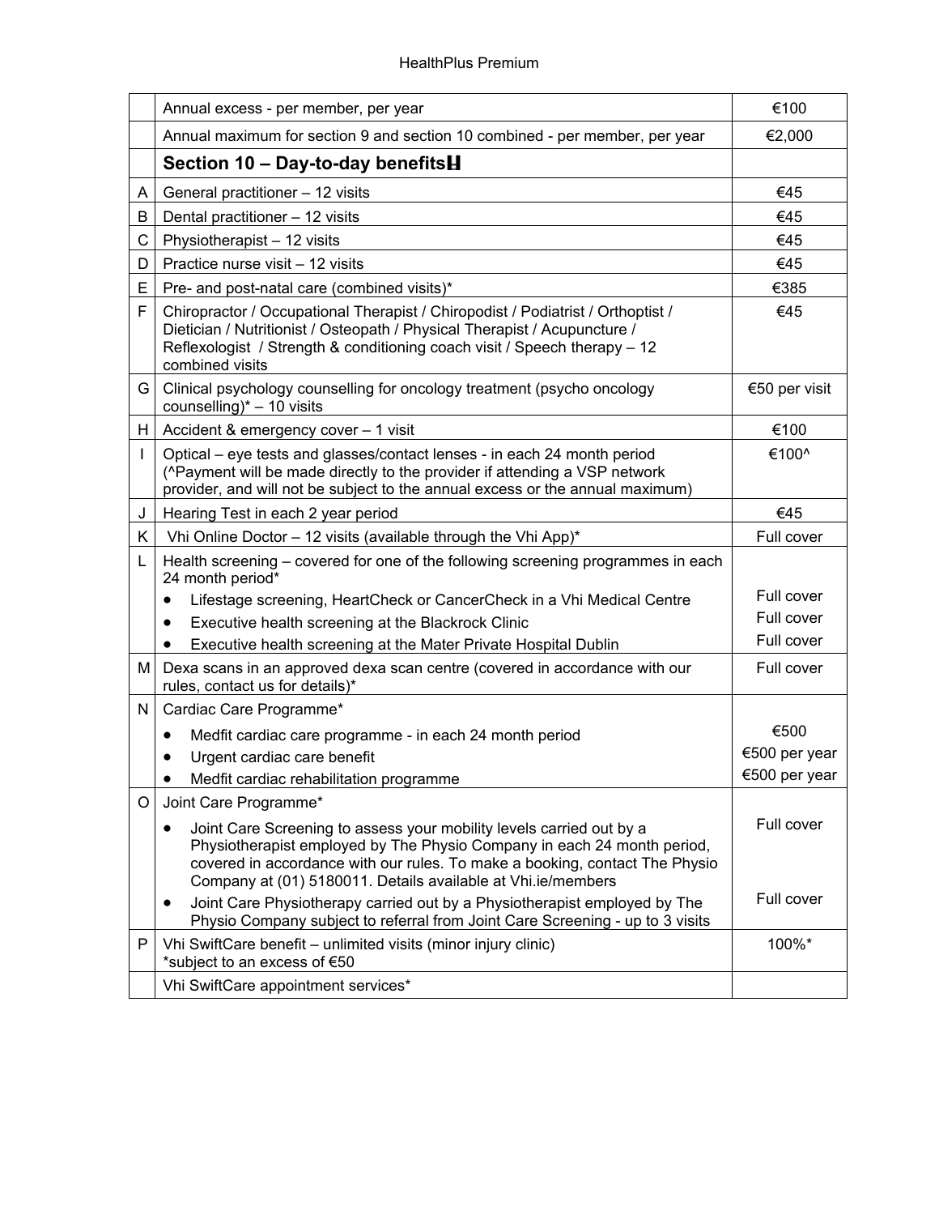| | | |
|---|---|---|
| | Annual excess - per member, per year | €100 |
| | Annual maximum for section 9 and section 10 combined - per member, per year | €2,000 |
| | **Section 10 – Day-to-day benefits** | |
| A | General practitioner – 12 visits | €45 |
| B | Dental practitioner – 12 visits | €45 |
| C | Physiotherapist – 12 visits | €45 |
| D | Practice nurse visit – 12 visits | €45 |
| E | Pre- and post-natal care (combined visits)* | €385 |
| F | Chiropractor / Occupational Therapist / Chiropodist / Podiatrist / Orthoptist / Dietician / Nutritionist / Osteopath / Physical Therapist / Acupuncture / Reflexologist / Strength & conditioning coach visit / Speech therapy – 12 combined visits | €45 |
| G | Clinical psychology counselling for oncology treatment (psycho oncology counselling)* – 10 visits | €50 per visit |
| H | Accident & emergency cover – 1 visit | €100 |
| I | Optical – eye tests and glasses/contact lenses - in each 24 month period (^Payment will be made directly to the provider if attending a VSP network provider, and will not be subject to the annual excess or the annual maximum) | €100^ |
| J | Hearing Test in each 2 year period | €45 |
| K | Vhi Online Doctor – 12 visits (available through the Vhi App)* | Full cover |
| L | Health screening – covered for one of the following screening programmes in each 24 month period* | |
| | • Lifestage screening, HeartCheck or CancerCheck in a Vhi Medical Centre | Full cover |
| | • Executive health screening at the Blackrock Clinic | Full cover |
| | • Executive health screening at the Mater Private Hospital Dublin | Full cover |
| M | Dexa scans in an approved dexa scan centre (covered in accordance with our rules, contact us for details)* | Full cover |
| N | Cardiac Care Programme* | |
| | • Medfit cardiac care programme - in each 24 month period | €500 |
| | • Urgent cardiac care benefit | €500 per year |
| | • Medfit cardiac rehabilitation programme | €500 per year |
| O | Joint Care Programme* | |
| | • Joint Care Screening to assess your mobility levels carried out by a Physiotherapist employed by The Physio Company in each 24 month period, covered in accordance with our rules. To make a booking, contact The Physio Company at (01) 5180011. Details available at Vhi.ie/members | Full cover |
| | • Joint Care Physiotherapy carried out by a Physiotherapist employed by The Physio Company subject to referral from Joint Care Screening - up to 3 visits | Full cover |
| P | Vhi SwiftCare benefit – unlimited visits (minor injury clinic) *subject to an excess of €50 | 100%* |
| | Vhi SwiftCare appointment services* | |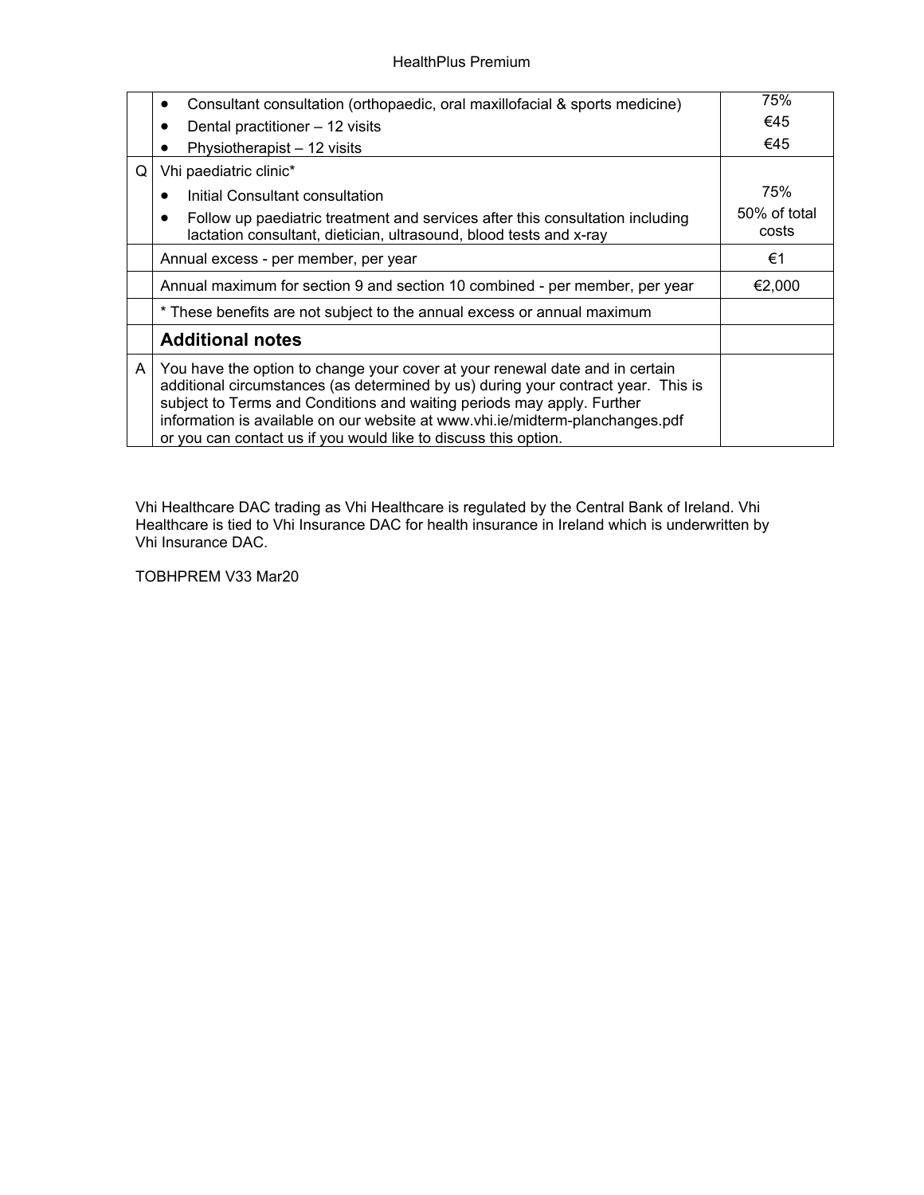| | | |
|---|---|---|
| | • Consultant consultation (orthopaedic, oral maxillofacial & sports medicine)<br>• Dental practitioner – 12 visits<br>• Physiotherapist – 12 visits | 75%<br>€45<br>€45 |
| Q | Vhi paediatric clinic*<br>• Initial Consultant consultation<br>• Follow up paediatric treatment and services after this consultation including lactation consultant, dietician, ultrasound, blood tests and x-ray | <br>75%<br>50% of total costs |
| | Annual excess - per member, per year | €1 |
| | Annual maximum for section 9 and section 10 combined - per member, per year | €2,000 |
| | * These benefits are not subject to the annual excess or annual maximum | |
| | **Additional notes** | |
| A | You have the option to change your cover at your renewal date and in certain additional circumstances (as determined by us) during your contract year. This is subject to Terms and Conditions and waiting periods may apply. Further information is available on our website at www.vhi.ie/midterm-planchanges.pdf or you can contact us if you would like to discuss this option. | |

Vhi Healthcare DAC trading as Vhi Healthcare is regulated by the Central Bank of Ireland. Vhi Healthcare is tied to Vhi Insurance DAC for health insurance in Ireland which is underwritten by Vhi Insurance DAC.

TOBHPREM V33 Mar20